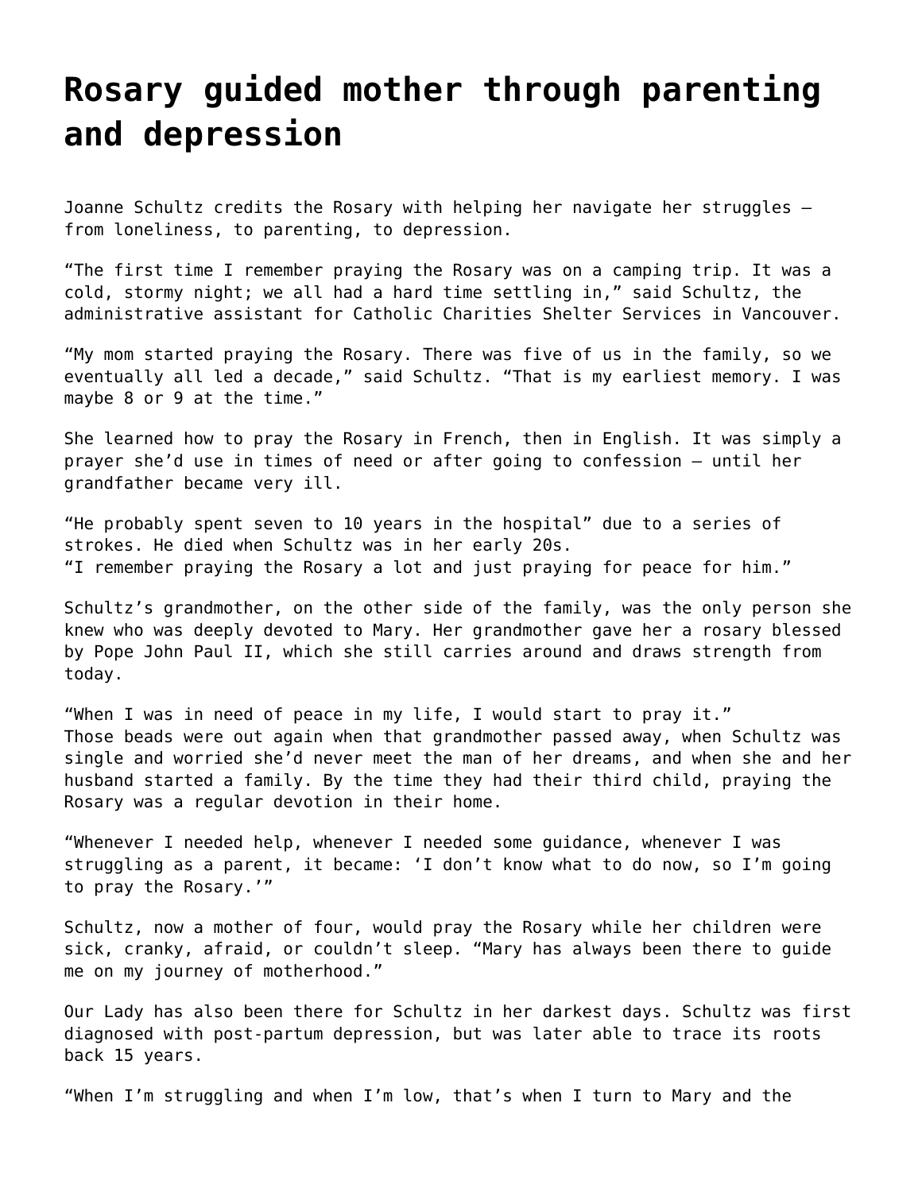# Rosary guided mother through parenting and depression

Joanne Schultz credits the Rosary with helping her navigate her struggles – from loneliness, to parenting, to depression.

“The first time I remember praying the Rosary was on a camping trip. It was a cold, stormy night; we all had a hard time settling in,” said Schultz, the administrative assistant for Catholic Charities Shelter Services in Vancouver.

“My mom started praying the Rosary. There was five of us in the family, so we eventually all led a decade,” said Schultz. “That is my earliest memory. I was maybe 8 or 9 at the time.”

She learned how to pray the Rosary in French, then in English. It was simply a prayer she’d use in times of need or after going to confession – until her grandfather became very ill.

“He probably spent seven to 10 years in the hospital” due to a series of strokes. He died when Schultz was in her early 20s.
“I remember praying the Rosary a lot and just praying for peace for him.”

Schultz’s grandmother, on the other side of the family, was the only person she knew who was deeply devoted to Mary. Her grandmother gave her a rosary blessed by Pope John Paul II, which she still carries around and draws strength from today.

“When I was in need of peace in my life, I would start to pray it.”
Those beads were out again when that grandmother passed away, when Schultz was single and worried she’d never meet the man of her dreams, and when she and her husband started a family. By the time they had their third child, praying the Rosary was a regular devotion in their home.

“Whenever I needed help, whenever I needed some guidance, whenever I was struggling as a parent, it became: ‘I don’t know what to do now, so I’m going to pray the Rosary.’”

Schultz, now a mother of four, would pray the Rosary while her children were sick, cranky, afraid, or couldn’t sleep. “Mary has always been there to guide me on my journey of motherhood.”

Our Lady has also been there for Schultz in her darkest days. Schultz was first diagnosed with post-partum depression, but was later able to trace its roots back 15 years.

“When I’m struggling and when I’m low, that’s when I turn to Mary and the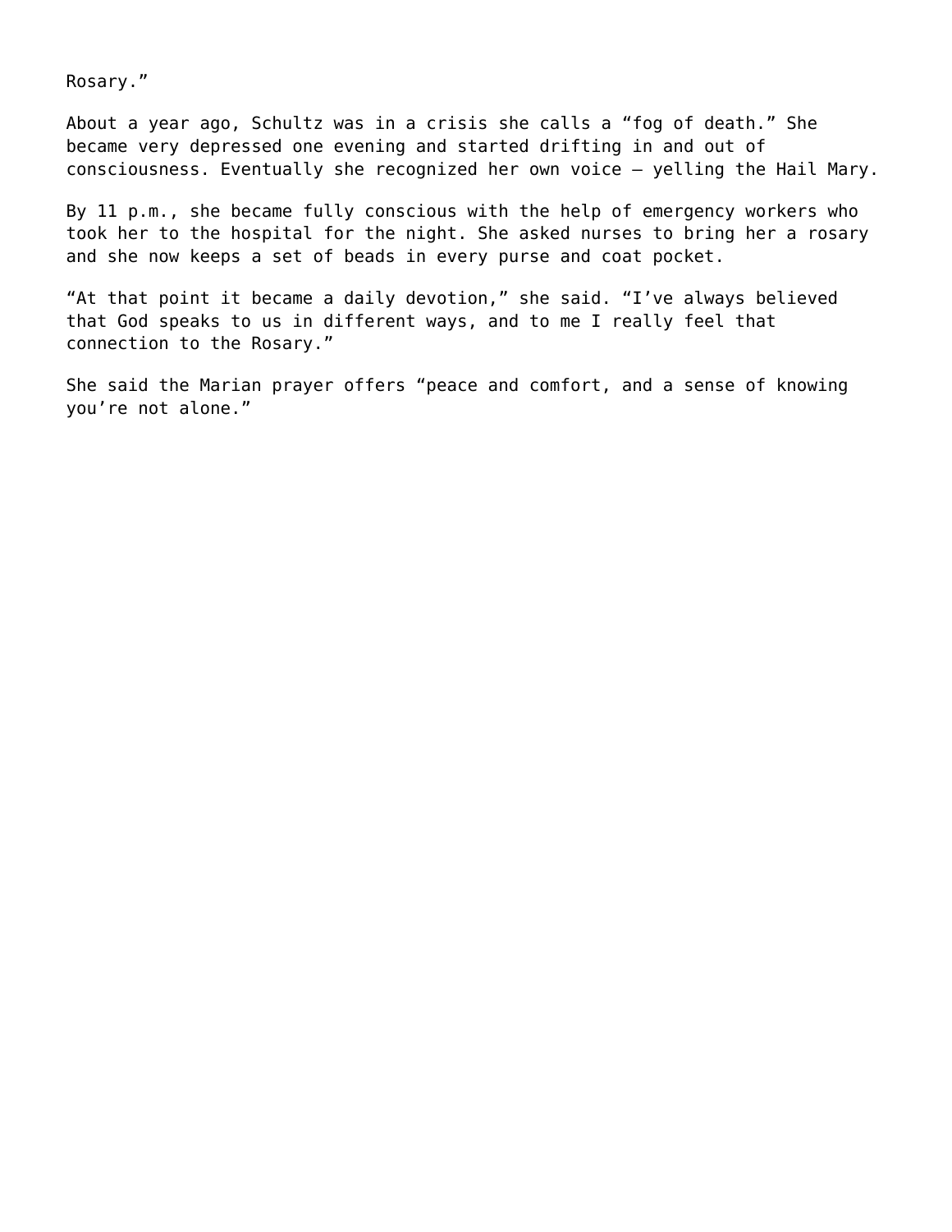Rosary."

About a year ago, Schultz was in a crisis she calls a "fog of death." She became very depressed one evening and started drifting in and out of consciousness. Eventually she recognized her own voice — yelling the Hail Mary.

By 11 p.m., she became fully conscious with the help of emergency workers who took her to the hospital for the night. She asked nurses to bring her a rosary and she now keeps a set of beads in every purse and coat pocket.

"At that point it became a daily devotion," she said. "I've always believed that God speaks to us in different ways, and to me I really feel that connection to the Rosary."

She said the Marian prayer offers "peace and comfort, and a sense of knowing you're not alone."